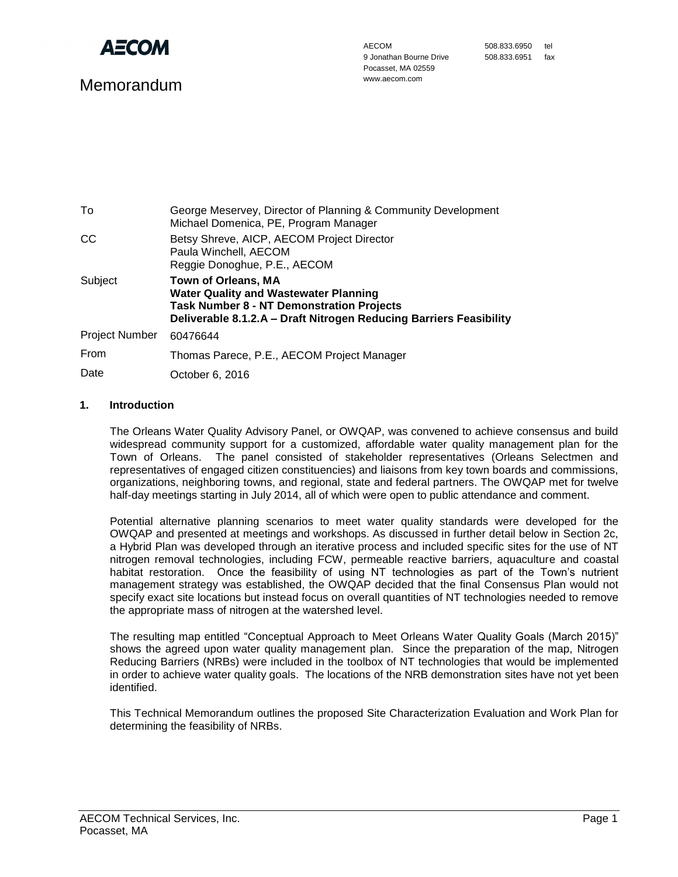**AECOM**

AECOM
9 Jonathan Bourne Drive
Pocasset, MA 02559
www.aecom.com

508.833.6950 tel
508.833.6951 fax

# Memorandum

| | |
|---|---|
| To | George Meservey, Director of Planning & Community Development<br>Michael Domenica, PE, Program Manager |
| CC | Betsy Shreve, AICP, AECOM Project Director<br>Paula Winchell, AECOM<br>Reggie Donoghue, P.E., AECOM |
| Subject | **Town of Orleans, MA**<br>**Water Quality and Wastewater Planning**<br>**Task Number 8 - NT Demonstration Projects**<br>**Deliverable 8.1.2.A – Draft Nitrogen Reducing Barriers Feasibility** |
| Project Number | 60476644 |
| From | Thomas Parece, P.E., AECOM Project Manager |
| Date | October 6, 2016 |

## 1. Introduction

The Orleans Water Quality Advisory Panel, or OWQAP, was convened to achieve consensus and build widespread community support for a customized, affordable water quality management plan for the Town of Orleans. The panel consisted of stakeholder representatives (Orleans Selectmen and representatives of engaged citizen constituencies) and liaisons from key town boards and commissions, organizations, neighboring towns, and regional, state and federal partners. The OWQAP met for twelve half-day meetings starting in July 2014, all of which were open to public attendance and comment.

Potential alternative planning scenarios to meet water quality standards were developed for the OWQAP and presented at meetings and workshops. As discussed in further detail below in Section 2c, a Hybrid Plan was developed through an iterative process and included specific sites for the use of NT nitrogen removal technologies, including FCW, permeable reactive barriers, aquaculture and coastal habitat restoration. Once the feasibility of using NT technologies as part of the Town's nutrient management strategy was established, the OWQAP decided that the final Consensus Plan would not specify exact site locations but instead focus on overall quantities of NT technologies needed to remove the appropriate mass of nitrogen at the watershed level.

The resulting map entitled "Conceptual Approach to Meet Orleans Water Quality Goals (March 2015)" shows the agreed upon water quality management plan. Since the preparation of the map, Nitrogen Reducing Barriers (NRBs) were included in the toolbox of NT technologies that would be implemented in order to achieve water quality goals. The locations of the NRB demonstration sites have not yet been identified.

This Technical Memorandum outlines the proposed Site Characterization Evaluation and Work Plan for determining the feasibility of NRBs.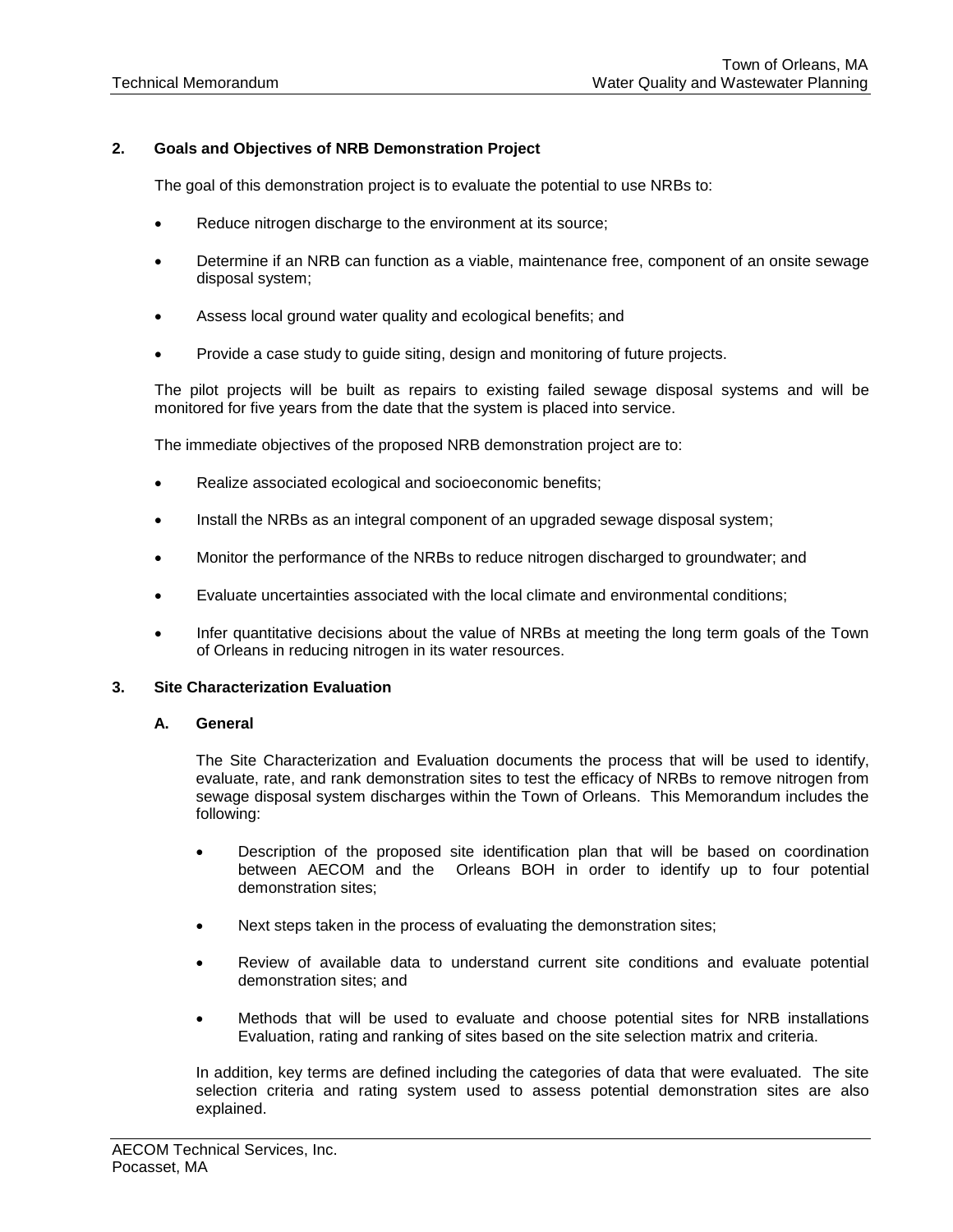## 2. Goals and Objectives of NRB Demonstration Project

The goal of this demonstration project is to evaluate the potential to use NRBs to:

- Reduce nitrogen discharge to the environment at its source;
- Determine if an NRB can function as a viable, maintenance free, component of an onsite sewage disposal system;
- Assess local ground water quality and ecological benefits; and
- Provide a case study to guide siting, design and monitoring of future projects.

The pilot projects will be built as repairs to existing failed sewage disposal systems and will be monitored for five years from the date that the system is placed into service.

The immediate objectives of the proposed NRB demonstration project are to:

- Realize associated ecological and socioeconomic benefits;
- Install the NRBs as an integral component of an upgraded sewage disposal system;
- Monitor the performance of the NRBs to reduce nitrogen discharged to groundwater; and
- Evaluate uncertainties associated with the local climate and environmental conditions;
- Infer quantitative decisions about the value of NRBs at meeting the long term goals of the Town of Orleans in reducing nitrogen in its water resources.

## 3. Site Characterization Evaluation

### A. General

The Site Characterization and Evaluation documents the process that will be used to identify, evaluate, rate, and rank demonstration sites to test the efficacy of NRBs to remove nitrogen from sewage disposal system discharges within the Town of Orleans. This Memorandum includes the following:

- Description of the proposed site identification plan that will be based on coordination between AECOM and the Orleans BOH in order to identify up to four potential demonstration sites;
- Next steps taken in the process of evaluating the demonstration sites;
- Review of available data to understand current site conditions and evaluate potential demonstration sites; and
- Methods that will be used to evaluate and choose potential sites for NRB installations Evaluation, rating and ranking of sites based on the site selection matrix and criteria.

In addition, key terms are defined including the categories of data that were evaluated. The site selection criteria and rating system used to assess potential demonstration sites are also explained.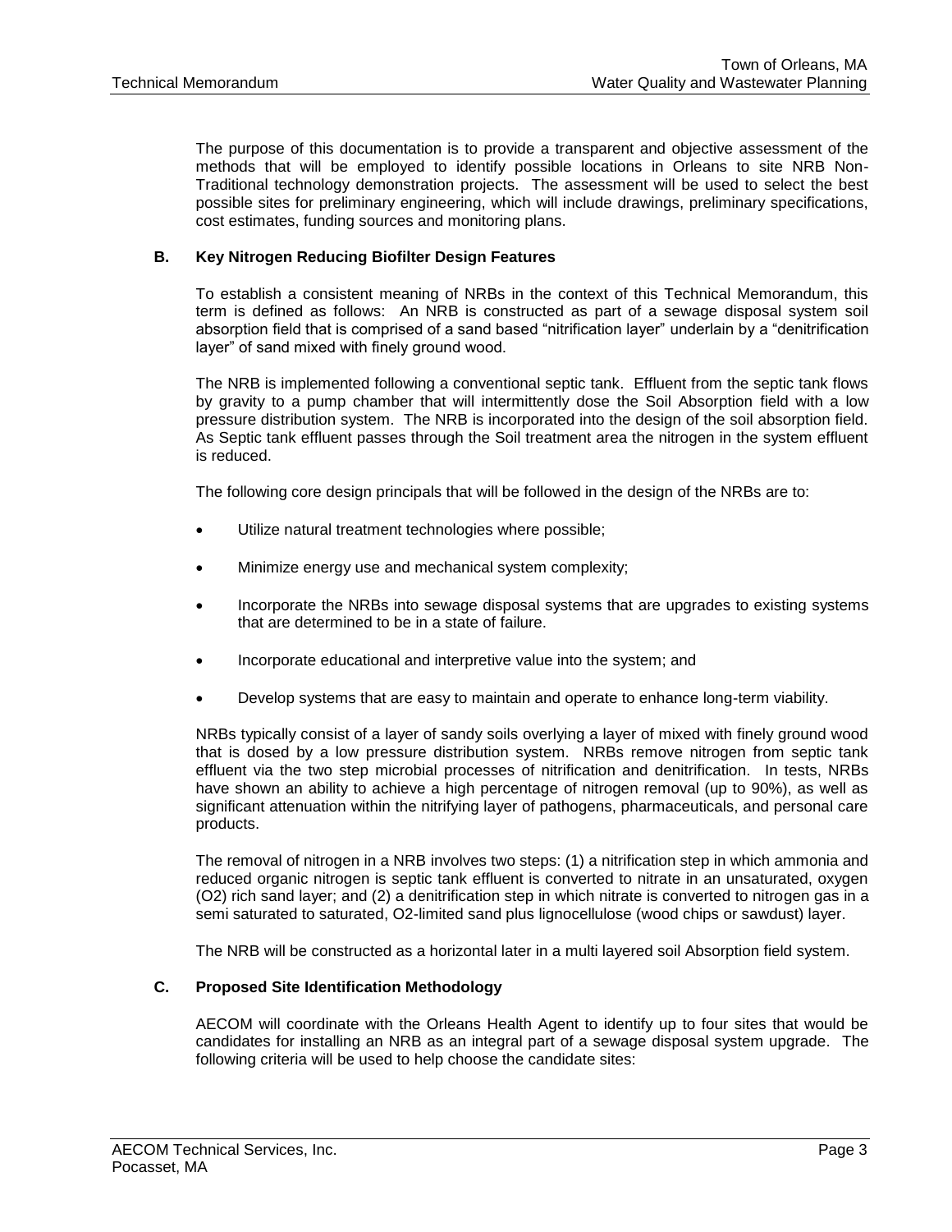The purpose of this documentation is to provide a transparent and objective assessment of the methods that will be employed to identify possible locations in Orleans to site NRB Non-Traditional technology demonstration projects. The assessment will be used to select the best possible sites for preliminary engineering, which will include drawings, preliminary specifications, cost estimates, funding sources and monitoring plans.

## B. Key Nitrogen Reducing Biofilter Design Features

To establish a consistent meaning of NRBs in the context of this Technical Memorandum, this term is defined as follows: An NRB is constructed as part of a sewage disposal system soil absorption field that is comprised of a sand based "nitrification layer" underlain by a "denitrification layer" of sand mixed with finely ground wood.

The NRB is implemented following a conventional septic tank. Effluent from the septic tank flows by gravity to a pump chamber that will intermittently dose the Soil Absorption field with a low pressure distribution system. The NRB is incorporated into the design of the soil absorption field. As Septic tank effluent passes through the Soil treatment area the nitrogen in the system effluent is reduced.

The following core design principals that will be followed in the design of the NRBs are to:

- Utilize natural treatment technologies where possible;
- Minimize energy use and mechanical system complexity;
- Incorporate the NRBs into sewage disposal systems that are upgrades to existing systems that are determined to be in a state of failure.
- Incorporate educational and interpretive value into the system; and
- Develop systems that are easy to maintain and operate to enhance long-term viability.

NRBs typically consist of a layer of sandy soils overlying a layer of mixed with finely ground wood that is dosed by a low pressure distribution system. NRBs remove nitrogen from septic tank effluent via the two step microbial processes of nitrification and denitrification. In tests, NRBs have shown an ability to achieve a high percentage of nitrogen removal (up to 90%), as well as significant attenuation within the nitrifying layer of pathogens, pharmaceuticals, and personal care products.

The removal of nitrogen in a NRB involves two steps: (1) a nitrification step in which ammonia and reduced organic nitrogen is septic tank effluent is converted to nitrate in an unsaturated, oxygen ($O_2$) rich sand layer; and (2) a denitrification step in which nitrate is converted to nitrogen gas in a semi saturated to saturated, $O_2$-limited sand plus lignocellulose (wood chips or sawdust) layer.

The NRB will be constructed as a horizontal later in a multi layered soil Absorption field system.

## C. Proposed Site Identification Methodology

AECOM will coordinate with the Orleans Health Agent to identify up to four sites that would be candidates for installing an NRB as an integral part of a sewage disposal system upgrade. The following criteria will be used to help choose the candidate sites: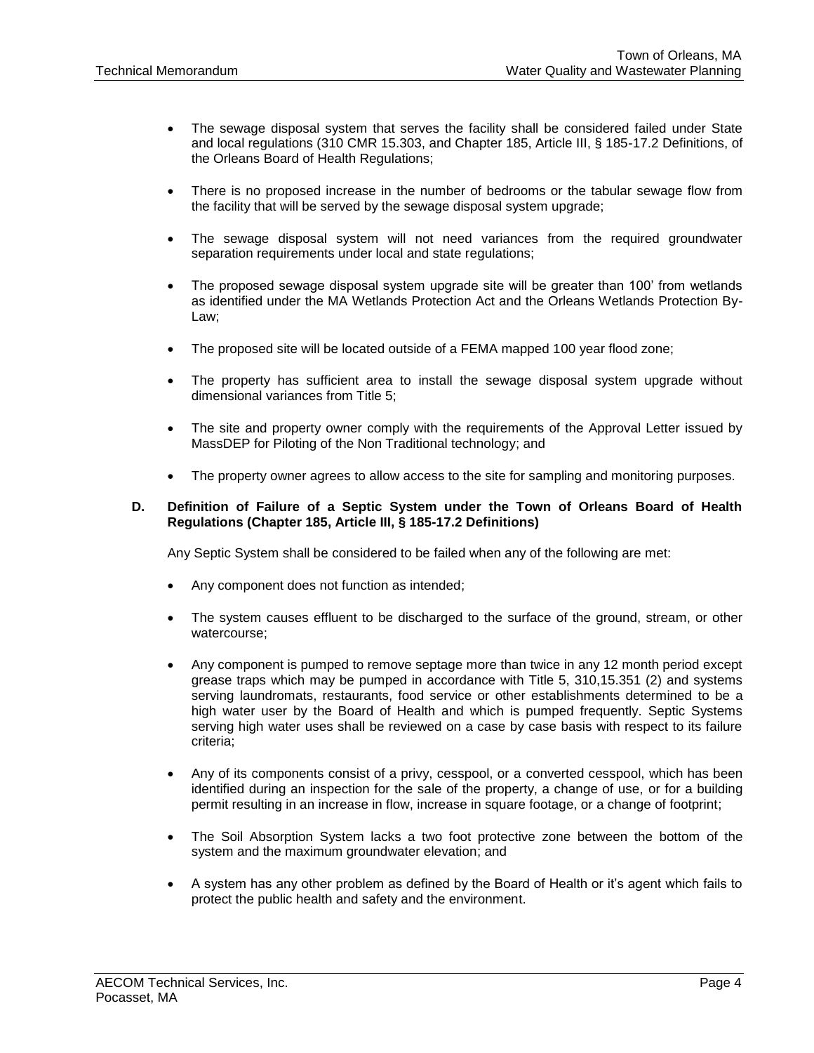- The sewage disposal system that serves the facility shall be considered failed under State and local regulations (310 CMR 15.303, and Chapter 185, Article III, § 185-17.2 Definitions, of the Orleans Board of Health Regulations;

- There is no proposed increase in the number of bedrooms or the tabular sewage flow from the facility that will be served by the sewage disposal system upgrade;

- The sewage disposal system will not need variances from the required groundwater separation requirements under local and state regulations;

- The proposed sewage disposal system upgrade site will be greater than 100' from wetlands as identified under the MA Wetlands Protection Act and the Orleans Wetlands Protection By-Law;

- The proposed site will be located outside of a FEMA mapped 100 year flood zone;

- The property has sufficient area to install the sewage disposal system upgrade without dimensional variances from Title 5;

- The site and property owner comply with the requirements of the Approval Letter issued by MassDEP for Piloting of the Non Traditional technology; and

- The property owner agrees to allow access to the site for sampling and monitoring purposes.

**D. Definition of Failure of a Septic System under the Town of Orleans Board of Health Regulations (Chapter 185, Article III, § 185-17.2 Definitions)**

Any Septic System shall be considered to be failed when any of the following are met:

- Any component does not function as intended;

- The system causes effluent to be discharged to the surface of the ground, stream, or other watercourse;

- Any component is pumped to remove septage more than twice in any 12 month period except grease traps which may be pumped in accordance with Title 5, 310,15.351 (2) and systems serving laundromats, restaurants, food service or other establishments determined to be a high water user by the Board of Health and which is pumped frequently. Septic Systems serving high water uses shall be reviewed on a case by case basis with respect to its failure criteria;

- Any of its components consist of a privy, cesspool, or a converted cesspool, which has been identified during an inspection for the sale of the property, a change of use, or for a building permit resulting in an increase in flow, increase in square footage, or a change of footprint;

- The Soil Absorption System lacks a two foot protective zone between the bottom of the system and the maximum groundwater elevation; and

- A system has any other problem as defined by the Board of Health or it's agent which fails to protect the public health and safety and the environment.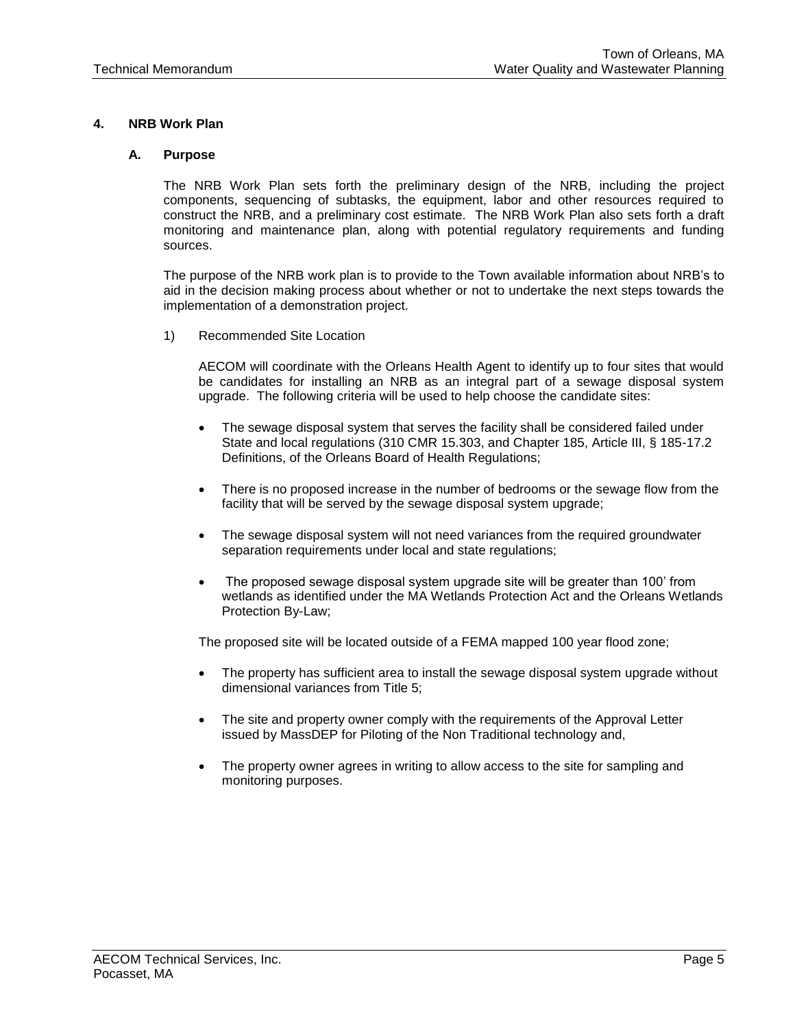## 4. NRB Work Plan

### A. Purpose

The NRB Work Plan sets forth the preliminary design of the NRB, including the project components, sequencing of subtasks, the equipment, labor and other resources required to construct the NRB, and a preliminary cost estimate. The NRB Work Plan also sets forth a draft monitoring and maintenance plan, along with potential regulatory requirements and funding sources.

The purpose of the NRB work plan is to provide to the Town available information about NRB's to aid in the decision making process about whether or not to undertake the next steps towards the implementation of a demonstration project.

1) Recommended Site Location

AECOM will coordinate with the Orleans Health Agent to identify up to four sites that would be candidates for installing an NRB as an integral part of a sewage disposal system upgrade. The following criteria will be used to help choose the candidate sites:

- The sewage disposal system that serves the facility shall be considered failed under State and local regulations (310 CMR 15.303, and Chapter 185, Article III, § 185-17.2 Definitions, of the Orleans Board of Health Regulations;
- There is no proposed increase in the number of bedrooms or the sewage flow from the facility that will be served by the sewage disposal system upgrade;
- The sewage disposal system will not need variances from the required groundwater separation requirements under local and state regulations;
- The proposed sewage disposal system upgrade site will be greater than 100' from wetlands as identified under the MA Wetlands Protection Act and the Orleans Wetlands Protection By-Law;

The proposed site will be located outside of a FEMA mapped 100 year flood zone;

- The property has sufficient area to install the sewage disposal system upgrade without dimensional variances from Title 5;
- The site and property owner comply with the requirements of the Approval Letter issued by MassDEP for Piloting of the Non Traditional technology and,
- The property owner agrees in writing to allow access to the site for sampling and monitoring purposes.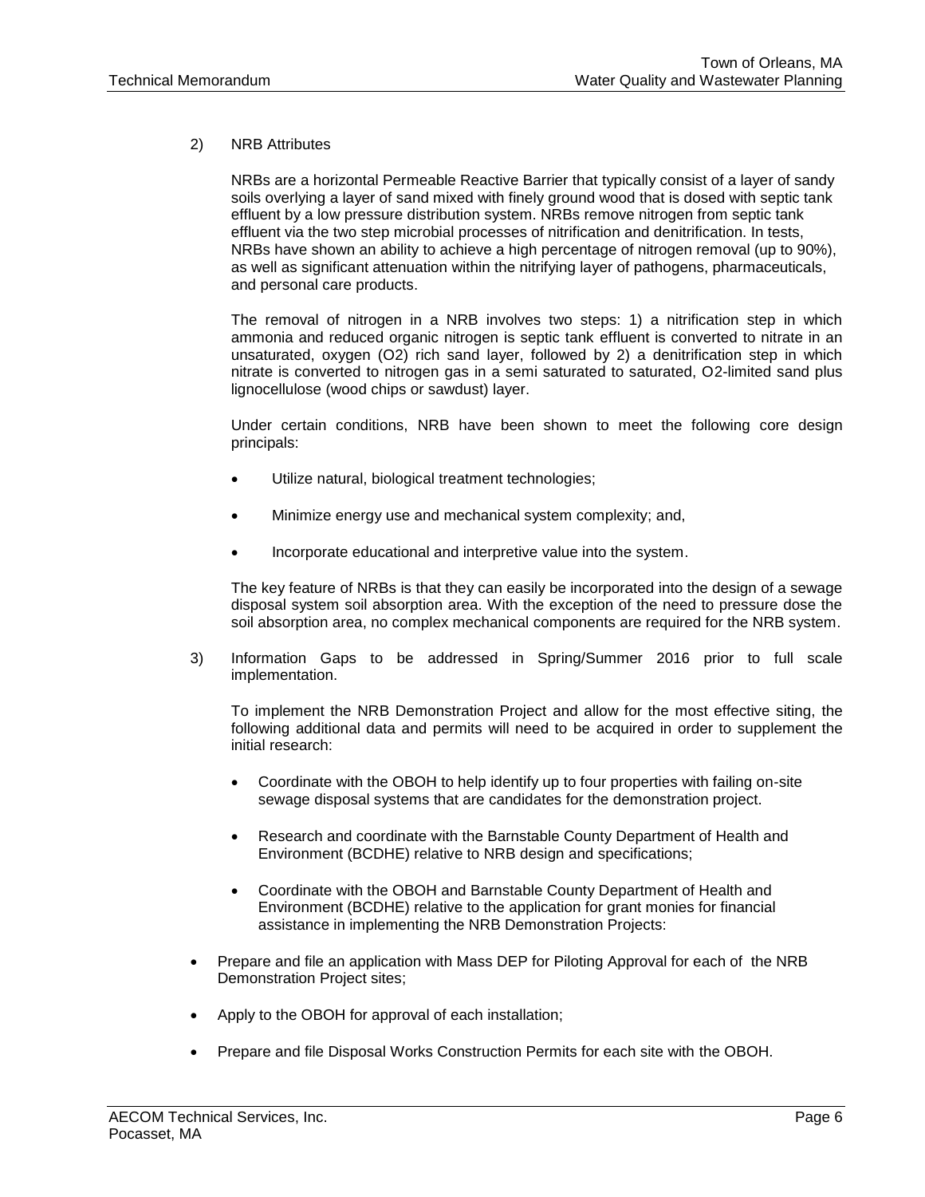2) NRB Attributes

NRBs are a horizontal Permeable Reactive Barrier that typically consist of a layer of sandy soils overlying a layer of sand mixed with finely ground wood that is dosed with septic tank effluent by a low pressure distribution system. NRBs remove nitrogen from septic tank effluent via the two step microbial processes of nitrification and denitrification. In tests, NRBs have shown an ability to achieve a high percentage of nitrogen removal (up to 90%), as well as significant attenuation within the nitrifying layer of pathogens, pharmaceuticals, and personal care products.

The removal of nitrogen in a NRB involves two steps: 1) a nitrification step in which ammonia and reduced organic nitrogen is septic tank effluent is converted to nitrate in an unsaturated, oxygen ($O_2$) rich sand layer, followed by 2) a denitrification step in which nitrate is converted to nitrogen gas in a semi saturated to saturated, $O_2$-limited sand plus lignocellulose (wood chips or sawdust) layer.

Under certain conditions, NRB have been shown to meet the following core design principals:

- Utilize natural, biological treatment technologies;
- Minimize energy use and mechanical system complexity; and,
- Incorporate educational and interpretive value into the system.

The key feature of NRBs is that they can easily be incorporated into the design of a sewage disposal system soil absorption area. With the exception of the need to pressure dose the soil absorption area, no complex mechanical components are required for the NRB system.

3) Information Gaps to be addressed in Spring/Summer 2016 prior to full scale implementation.

To implement the NRB Demonstration Project and allow for the most effective siting, the following additional data and permits will need to be acquired in order to supplement the initial research:

- Coordinate with the OBOH to help identify up to four properties with failing on-site sewage disposal systems that are candidates for the demonstration project.
- Research and coordinate with the Barnstable County Department of Health and Environment (BCDHE) relative to NRB design and specifications;
- Coordinate with the OBOH and Barnstable County Department of Health and Environment (BCDHE) relative to the application for grant monies for financial assistance in implementing the NRB Demonstration Projects:

- Prepare and file an application with Mass DEP for Piloting Approval for each of the NRB Demonstration Project sites;
- Apply to the OBOH for approval of each installation;
- Prepare and file Disposal Works Construction Permits for each site with the OBOH.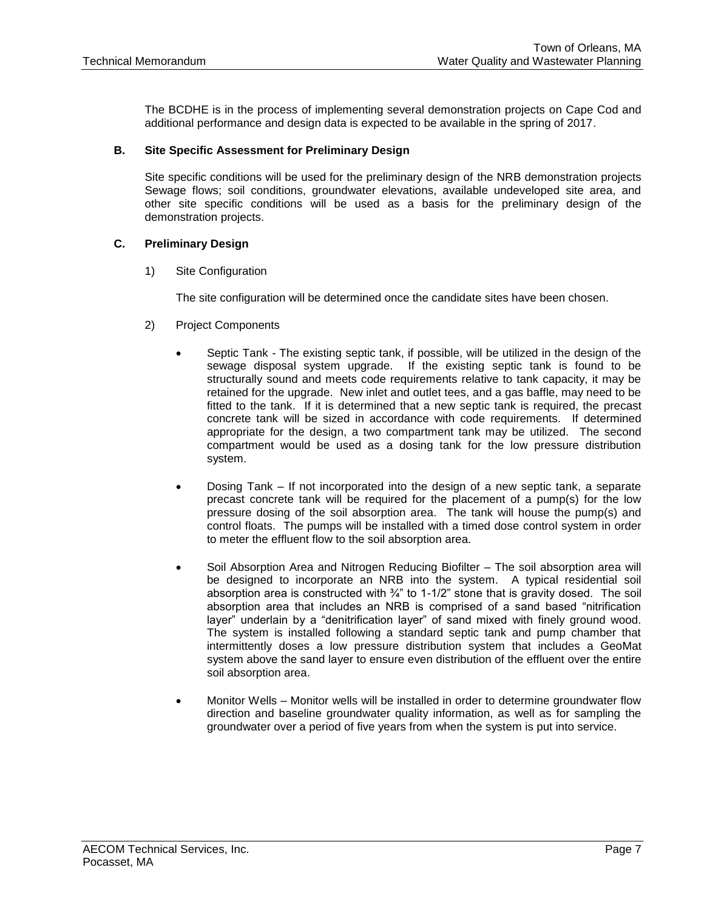The BCDHE is in the process of implementing several demonstration projects on Cape Cod and additional performance and design data is expected to be available in the spring of 2017.

### B. Site Specific Assessment for Preliminary Design

Site specific conditions will be used for the preliminary design of the NRB demonstration projects Sewage flows; soil conditions, groundwater elevations, available undeveloped site area, and other site specific conditions will be used as a basis for the preliminary design of the demonstration projects.

### C. Preliminary Design

1) Site Configuration

The site configuration will be determined once the candidate sites have been chosen.

2) Project Components

- Septic Tank - The existing septic tank, if possible, will be utilized in the design of the sewage disposal system upgrade. If the existing septic tank is found to be structurally sound and meets code requirements relative to tank capacity, it may be retained for the upgrade. New inlet and outlet tees, and a gas baffle, may need to be fitted to the tank. If it is determined that a new septic tank is required, the precast concrete tank will be sized in accordance with code requirements. If determined appropriate for the design, a two compartment tank may be utilized. The second compartment would be used as a dosing tank for the low pressure distribution system.

- Dosing Tank – If not incorporated into the design of a new septic tank, a separate precast concrete tank will be required for the placement of a pump(s) for the low pressure dosing of the soil absorption area. The tank will house the pump(s) and control floats. The pumps will be installed with a timed dose control system in order to meter the effluent flow to the soil absorption area.

- Soil Absorption Area and Nitrogen Reducing Biofilter – The soil absorption area will be designed to incorporate an NRB into the system. A typical residential soil absorption area is constructed with ¾" to 1-1/2" stone that is gravity dosed. The soil absorption area that includes an NRB is comprised of a sand based "nitrification layer" underlain by a "denitrification layer" of sand mixed with finely ground wood. The system is installed following a standard septic tank and pump chamber that intermittently doses a low pressure distribution system that includes a GeoMat system above the sand layer to ensure even distribution of the effluent over the entire soil absorption area.

- Monitor Wells – Monitor wells will be installed in order to determine groundwater flow direction and baseline groundwater quality information, as well as for sampling the groundwater over a period of five years from when the system is put into service.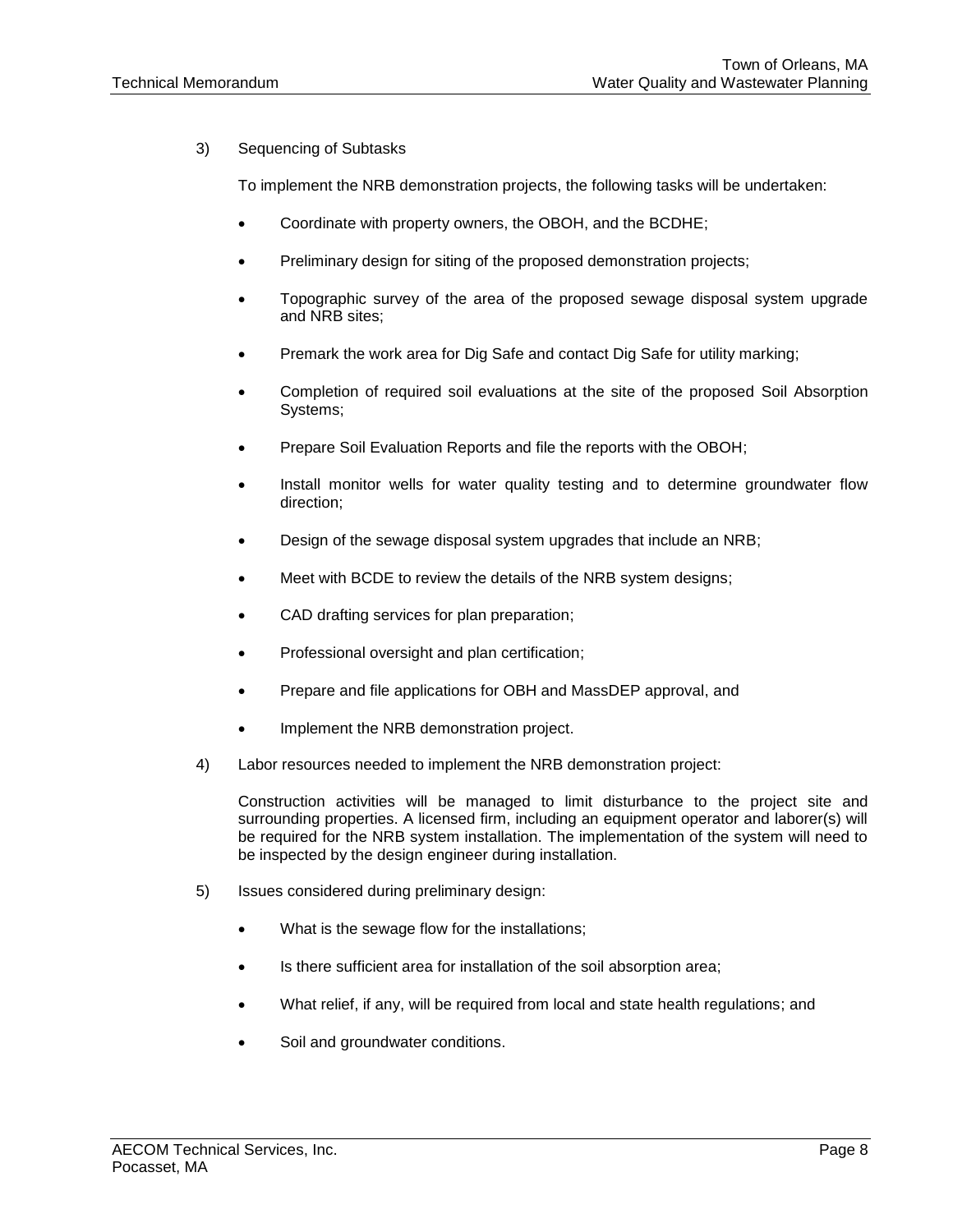3) Sequencing of Subtasks

To implement the NRB demonstration projects, the following tasks will be undertaken:

- Coordinate with property owners, the OBOH, and the BCDHE;
- Preliminary design for siting of the proposed demonstration projects;
- Topographic survey of the area of the proposed sewage disposal system upgrade and NRB sites;
- Premark the work area for Dig Safe and contact Dig Safe for utility marking;
- Completion of required soil evaluations at the site of the proposed Soil Absorption Systems;
- Prepare Soil Evaluation Reports and file the reports with the OBOH;
- Install monitor wells for water quality testing and to determine groundwater flow direction;
- Design of the sewage disposal system upgrades that include an NRB;
- Meet with BCDE to review the details of the NRB system designs;
- CAD drafting services for plan preparation;
- Professional oversight and plan certification;
- Prepare and file applications for OBH and MassDEP approval, and
- Implement the NRB demonstration project.

4) Labor resources needed to implement the NRB demonstration project:

Construction activities will be managed to limit disturbance to the project site and surrounding properties. A licensed firm, including an equipment operator and laborer(s) will be required for the NRB system installation. The implementation of the system will need to be inspected by the design engineer during installation.

5) Issues considered during preliminary design:

- What is the sewage flow for the installations;
- Is there sufficient area for installation of the soil absorption area;
- What relief, if any, will be required from local and state health regulations; and
- Soil and groundwater conditions.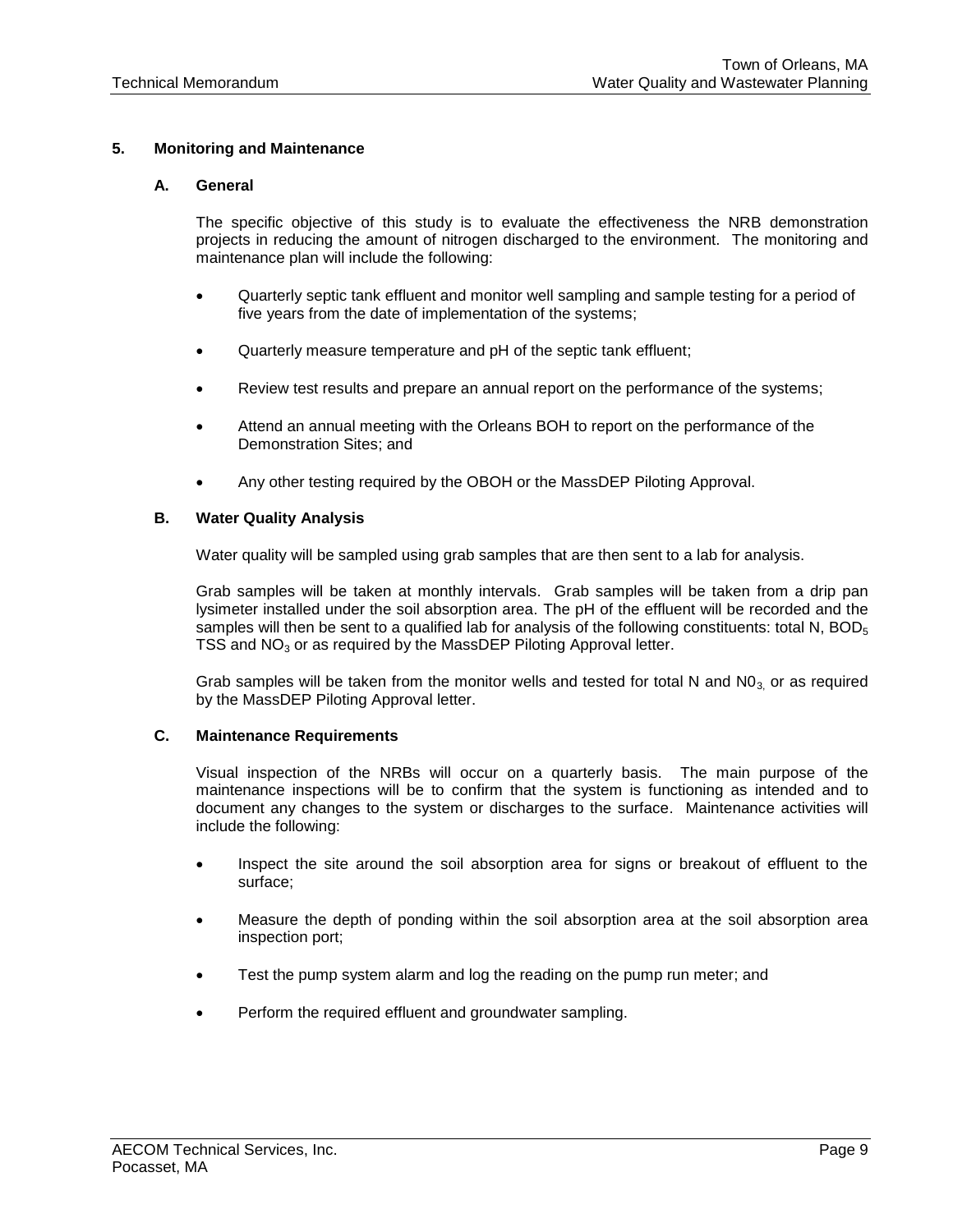## 5. Monitoring and Maintenance

### A. General

The specific objective of this study is to evaluate the effectiveness the NRB demonstration projects in reducing the amount of nitrogen discharged to the environment. The monitoring and maintenance plan will include the following:

- Quarterly septic tank effluent and monitor well sampling and sample testing for a period of five years from the date of implementation of the systems;
- Quarterly measure temperature and pH of the septic tank effluent;
- Review test results and prepare an annual report on the performance of the systems;
- Attend an annual meeting with the Orleans BOH to report on the performance of the Demonstration Sites; and
- Any other testing required by the OBOH or the MassDEP Piloting Approval.

### B. Water Quality Analysis

Water quality will be sampled using grab samples that are then sent to a lab for analysis.

Grab samples will be taken at monthly intervals. Grab samples will be taken from a drip pan lysimeter installed under the soil absorption area. The pH of the effluent will be recorded and the samples will then be sent to a qualified lab for analysis of the following constituents: total N, $BOD_5$ TSS and $NO_3$ or as required by the MassDEP Piloting Approval letter.

Grab samples will be taken from the monitor wells and tested for total N and $N0_3$, or as required by the MassDEP Piloting Approval letter.

### C. Maintenance Requirements

Visual inspection of the NRBs will occur on a quarterly basis. The main purpose of the maintenance inspections will be to confirm that the system is functioning as intended and to document any changes to the system or discharges to the surface. Maintenance activities will include the following:

- Inspect the site around the soil absorption area for signs or breakout of effluent to the surface;
- Measure the depth of ponding within the soil absorption area at the soil absorption area inspection port;
- Test the pump system alarm and log the reading on the pump run meter; and
- Perform the required effluent and groundwater sampling.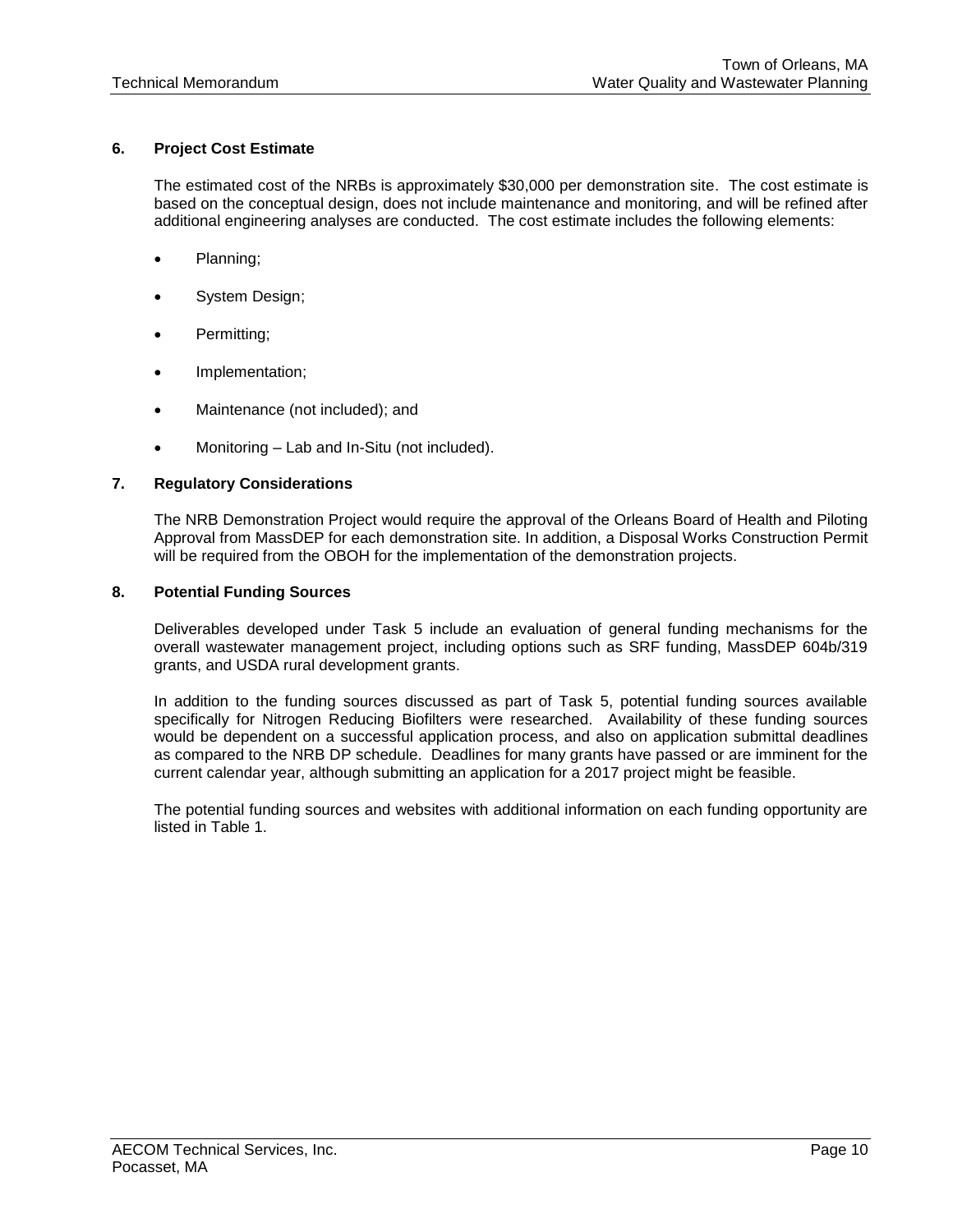## 6. Project Cost Estimate

The estimated cost of the NRBs is approximately $30,000 per demonstration site. The cost estimate is based on the conceptual design, does not include maintenance and monitoring, and will be refined after additional engineering analyses are conducted. The cost estimate includes the following elements:

- Planning;
- System Design;
- Permitting;
- Implementation;
- Maintenance (not included); and
- Monitoring – Lab and In-Situ (not included).

## 7. Regulatory Considerations

The NRB Demonstration Project would require the approval of the Orleans Board of Health and Piloting Approval from MassDEP for each demonstration site. In addition, a Disposal Works Construction Permit will be required from the OBOH for the implementation of the demonstration projects.

## 8. Potential Funding Sources

Deliverables developed under Task 5 include an evaluation of general funding mechanisms for the overall wastewater management project, including options such as SRF funding, MassDEP 604b/319 grants, and USDA rural development grants.

In addition to the funding sources discussed as part of Task 5, potential funding sources available specifically for Nitrogen Reducing Biofilters were researched. Availability of these funding sources would be dependent on a successful application process, and also on application submittal deadlines as compared to the NRB DP schedule. Deadlines for many grants have passed or are imminent for the current calendar year, although submitting an application for a 2017 project might be feasible.

The potential funding sources and websites with additional information on each funding opportunity are listed in Table 1.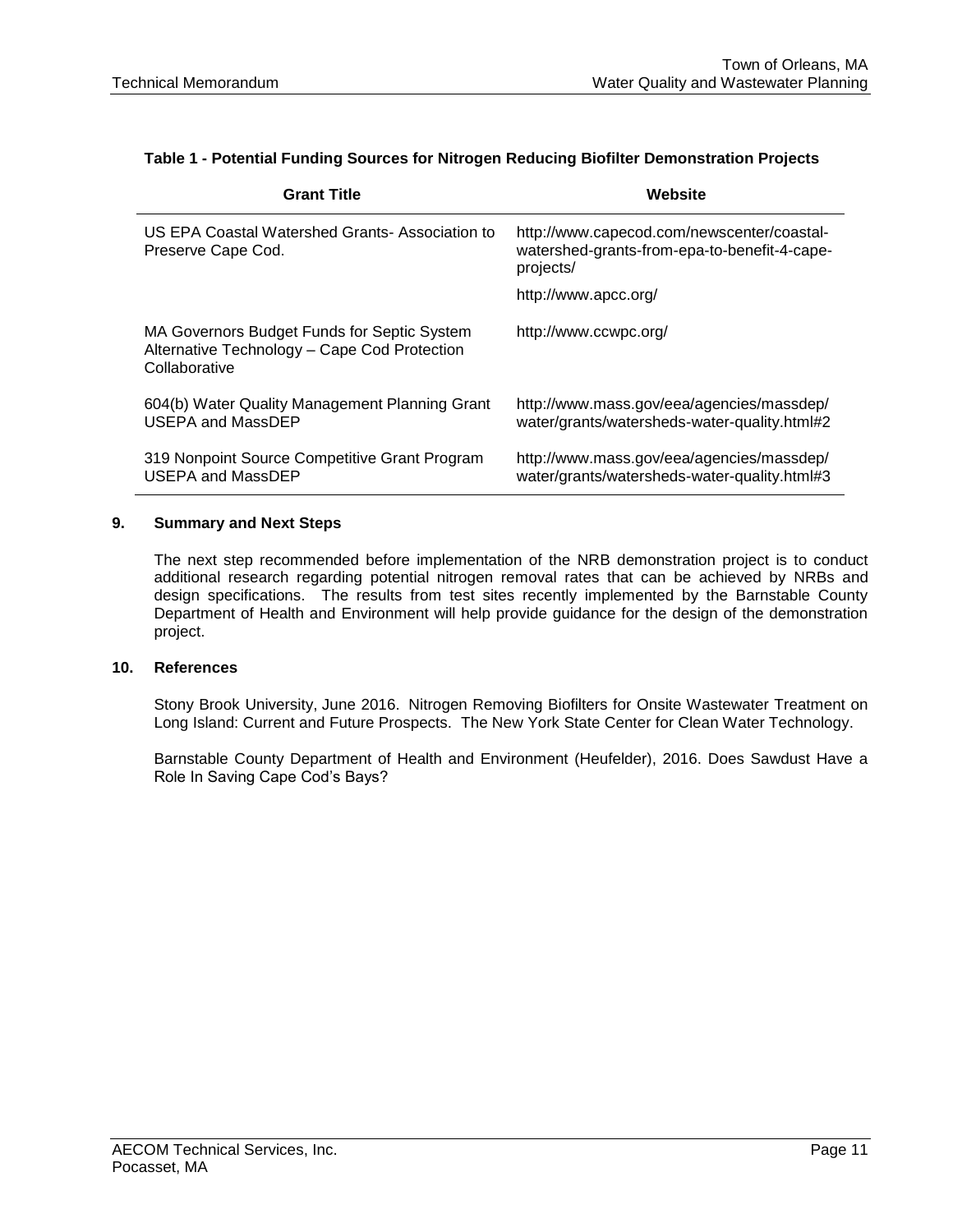**Table 1 - Potential Funding Sources for Nitrogen Reducing Biofilter Demonstration Projects**

| Grant Title | Website |
|---|---|
| US EPA Coastal Watershed Grants- Association to Preserve Cape Cod. | http://www.capecod.com/newscenter/coastal-watershed-grants-from-epa-to-benefit-4-cape-projects/ http://www.apcc.org/ |
| MA Governors Budget Funds for Septic System Alternative Technology – Cape Cod Protection Collaborative | http://www.ccwpc.org/ |
| 604(b) Water Quality Management Planning Grant USEPA and MassDEP | http://www.mass.gov/eea/agencies/massdep/water/grants/watersheds-water-quality.html#2 |
| 319 Nonpoint Source Competitive Grant Program USEPA and MassDEP | http://www.mass.gov/eea/agencies/massdep/water/grants/watersheds-water-quality.html#3 |

## 9. Summary and Next Steps

The next step recommended before implementation of the NRB demonstration project is to conduct additional research regarding potential nitrogen removal rates that can be achieved by NRBs and design specifications. The results from test sites recently implemented by the Barnstable County Department of Health and Environment will help provide guidance for the design of the demonstration project.

## 10. References

Stony Brook University, June 2016. Nitrogen Removing Biofilters for Onsite Wastewater Treatment on Long Island: Current and Future Prospects. The New York State Center for Clean Water Technology.

Barnstable County Department of Health and Environment (Heufelder), 2016. Does Sawdust Have a Role In Saving Cape Cod's Bays?